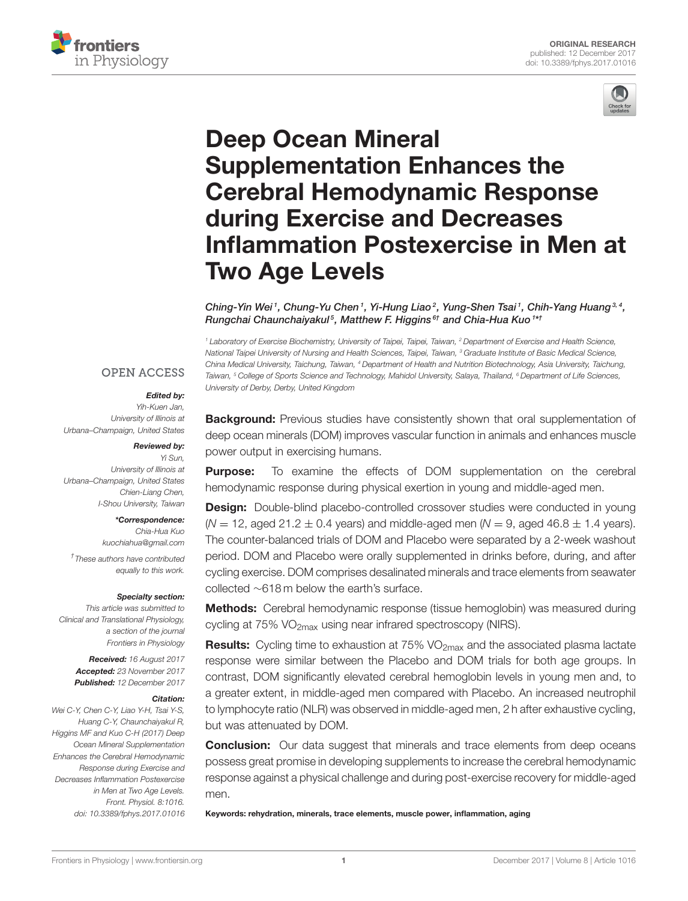ORIGINAL RESEARCH
published: 12 December 2017
doi: 10.3389/fphys.2017.01016

# Deep Ocean Mineral Supplementation Enhances the Cerebral Hemodynamic Response during Exercise and Decreases Inflammation Postexercise in Men at Two Age Levels

*Ching-Yin Wei[1], Chung-Yu Chen[1], Yi-Hung Liao[2], Yung-Shen Tsai[1], Chih-Yang Huang[3,4], Rungchai Chaunchaiyakul[5], Matthew F. Higgins[6†] and Chia-Hua Kuo[1*†]*

[1] Laboratory of Exercise Biochemistry, University of Taipei, Taipei, Taiwan, [2] Department of Exercise and Health Science, National Taipei University of Nursing and Health Sciences, Taipei, Taiwan, [3] Graduate Institute of Basic Medical Science, China Medical University, Taichung, Taiwan, [4] Department of Health and Nutrition Biotechnology, Asia University, Taichung, Taiwan, [5] College of Sports Science and Technology, Mahidol University, Salaya, Thailand, [6] Department of Life Sciences, University of Derby, Derby, United Kingdom

OPEN ACCESS

***Edited by:***
Yih-Kuen Jan,
University of Illinois at Urbana–Champaign, United States

***Reviewed by:***
Yi Sun,
University of Illinois at Urbana–Champaign, United States
Chien-Liang Chen,
I-Shou University, Taiwan

***\*Correspondence:***
Chia-Hua Kuo
kuochiahua@gmail.com

†These authors have contributed equally to this work.

***Specialty section:***
This article was submitted to Clinical and Translational Physiology, a section of the journal Frontiers in Physiology

***Received:*** 16 August 2017
***Accepted:*** 23 November 2017
***Published:*** 12 December 2017

***Citation:***
Wei C-Y, Chen C-Y, Liao Y-H, Tsai Y-S, Huang C-Y, Chaunchaiyakul R, Higgins MF and Kuo C-H (2017) Deep Ocean Mineral Supplementation Enhances the Cerebral Hemodynamic Response during Exercise and Decreases Inflammation Postexercise in Men at Two Age Levels. Front. Physiol. 8:1016. doi: 10.3389/fphys.2017.01016

**Background:** Previous studies have consistently shown that oral supplementation of deep ocean minerals (DOM) improves vascular function in animals and enhances muscle power output in exercising humans.

**Purpose:** To examine the effects of DOM supplementation on the cerebral hemodynamic response during physical exertion in young and middle-aged men.

**Design:** Double-blind placebo-controlled crossover studies were conducted in young ($N = 12$, aged $21.2 \pm 0.4$ years) and middle-aged men ($N = 9$, aged $46.8 \pm 1.4$ years). The counter-balanced trials of DOM and Placebo were separated by a 2-week washout period. DOM and Placebo were orally supplemented in drinks before, during, and after cycling exercise. DOM comprises desalinated minerals and trace elements from seawater collected ~618 m below the earth's surface.

**Methods:** Cerebral hemodynamic response (tissue hemoglobin) was measured during cycling at 75% $VO_{2max}$ using near infrared spectroscopy (NIRS).

**Results:** Cycling time to exhaustion at 75% $VO_{2max}$ and the associated plasma lactate response were similar between the Placebo and DOM trials for both age groups. In contrast, DOM significantly elevated cerebral hemoglobin levels in young men and, to a greater extent, in middle-aged men compared with Placebo. An increased neutrophil to lymphocyte ratio (NLR) was observed in middle-aged men, 2 h after exhaustive cycling, but was attenuated by DOM.

**Conclusion:** Our data suggest that minerals and trace elements from deep oceans possess great promise in developing supplements to increase the cerebral hemodynamic response against a physical challenge and during post-exercise recovery for middle-aged men.

**Keywords: rehydration, minerals, trace elements, muscle power, inflammation, aging**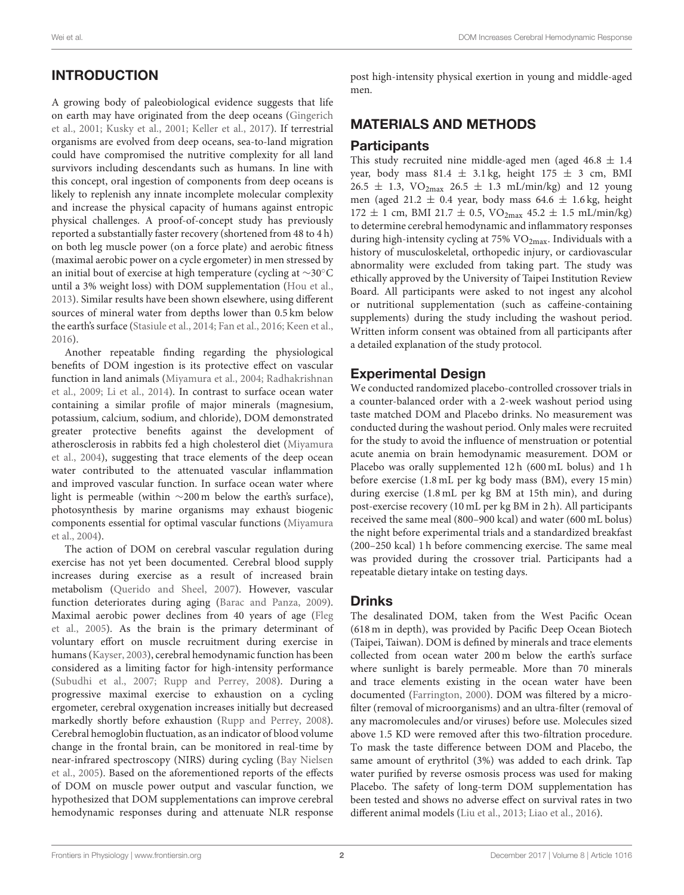## INTRODUCTION

A growing body of paleobiological evidence suggests that life on earth may have originated from the deep oceans (Gingerich et al., 2001; Kusky et al., 2001; Keller et al., 2017). If terrestrial organisms are evolved from deep oceans, sea-to-land migration could have compromised the nutritive complexity for all land survivors including descendants such as humans. In line with this concept, oral ingestion of components from deep oceans is likely to replenish any innate incomplete molecular complexity and increase the physical capacity of humans against entropic physical challenges. A proof-of-concept study has previously reported a substantially faster recovery (shortened from 48 to 4 h) on both leg muscle power (on a force plate) and aerobic fitness (maximal aerobic power on a cycle ergometer) in men stressed by an initial bout of exercise at high temperature (cycling at ~30°C until a 3% weight loss) with DOM supplementation (Hou et al., 2013). Similar results have been shown elsewhere, using different sources of mineral water from depths lower than 0.5 km below the earth's surface (Stasiule et al., 2014; Fan et al., 2016; Keen et al., 2016).

Another repeatable finding regarding the physiological benefits of DOM ingestion is its protective effect on vascular function in land animals (Miyamura et al., 2004; Radhakrishnan et al., 2009; Li et al., 2014). In contrast to surface ocean water containing a similar profile of major minerals (magnesium, potassium, calcium, sodium, and chloride), DOM demonstrated greater protective benefits against the development of atherosclerosis in rabbits fed a high cholesterol diet (Miyamura et al., 2004), suggesting that trace elements of the deep ocean water contributed to the attenuated vascular inflammation and improved vascular function. In surface ocean water where light is permeable (within ~200 m below the earth's surface), photosynthesis by marine organisms may exhaust biogenic components essential for optimal vascular functions (Miyamura et al., 2004).

The action of DOM on cerebral vascular regulation during exercise has not yet been documented. Cerebral blood supply increases during exercise as a result of increased brain metabolism (Querido and Sheel, 2007). However, vascular function deteriorates during aging (Barac and Panza, 2009). Maximal aerobic power declines from 40 years of age (Fleg et al., 2005). As the brain is the primary determinant of voluntary effort on muscle recruitment during exercise in humans (Kayser, 2003), cerebral hemodynamic function has been considered as a limiting factor for high-intensity performance (Subudhi et al., 2007; Rupp and Perrey, 2008). During a progressive maximal exercise to exhaustion on a cycling ergometer, cerebral oxygenation increases initially but decreased markedly shortly before exhaustion (Rupp and Perrey, 2008). Cerebral hemoglobin fluctuation, as an indicator of blood volume change in the frontal brain, can be monitored in real-time by near-infrared spectroscopy (NIRS) during cycling (Bay Nielsen et al., 2005). Based on the aforementioned reports of the effects of DOM on muscle power output and vascular function, we hypothesized that DOM supplementations can improve cerebral hemodynamic responses during and attenuate NLR response post high-intensity physical exertion in young and middle-aged men.

## MATERIALS AND METHODS

### Participants

This study recruited nine middle-aged men (aged 46.8 ± 1.4 year, body mass 81.4 ± 3.1 kg, height 175 ± 3 cm, BMI 26.5 ± 1.3, $VO_{2max}$ 26.5 ± 1.3 mL/min/kg) and 12 young men (aged 21.2 ± 0.4 year, body mass 64.6 ± 1.6 kg, height 172 ± 1 cm, BMI 21.7 ± 0.5, $VO_{2max}$ 45.2 ± 1.5 mL/min/kg) to determine cerebral hemodynamic and inflammatory responses during high-intensity cycling at 75% $VO_{2max}$. Individuals with a history of musculoskeletal, orthopedic injury, or cardiovascular abnormality were excluded from taking part. The study was ethically approved by the University of Taipei Institution Review Board. All participants were asked to not ingest any alcohol or nutritional supplementation (such as caffeine-containing supplements) during the study including the washout period. Written inform consent was obtained from all participants after a detailed explanation of the study protocol.

### Experimental Design

We conducted randomized placebo-controlled crossover trials in a counter-balanced order with a 2-week washout period using taste matched DOM and Placebo drinks. No measurement was conducted during the washout period. Only males were recruited for the study to avoid the influence of menstruation or potential acute anemia on brain hemodynamic measurement. DOM or Placebo was orally supplemented 12 h (600 mL bolus) and 1 h before exercise (1.8 mL per kg body mass (BM), every 15 min) during exercise (1.8 mL per kg BM at 15th min), and during post-exercise recovery (10 mL per kg BM in 2 h). All participants received the same meal (800–900 kcal) and water (600 mL bolus) the night before experimental trials and a standardized breakfast (200–250 kcal) 1 h before commencing exercise. The same meal was provided during the crossover trial. Participants had a repeatable dietary intake on testing days.

### Drinks

The desalinated DOM, taken from the West Pacific Ocean (618 m in depth), was provided by Pacific Deep Ocean Biotech (Taipei, Taiwan). DOM is defined by minerals and trace elements collected from ocean water 200 m below the earth's surface where sunlight is barely permeable. More than 70 minerals and trace elements existing in the ocean water have been documented (Farrington, 2000). DOM was filtered by a micro-filter (removal of microorganisms) and an ultra-filter (removal of any macromolecules and/or viruses) before use. Molecules sized above 1.5 KD were removed after this two-filtration procedure. To mask the taste difference between DOM and Placebo, the same amount of erythritol (3%) was added to each drink. Tap water purified by reverse osmosis process was used for making Placebo. The safety of long-term DOM supplementation has been tested and shows no adverse effect on survival rates in two different animal models (Liu et al., 2013; Liao et al., 2016).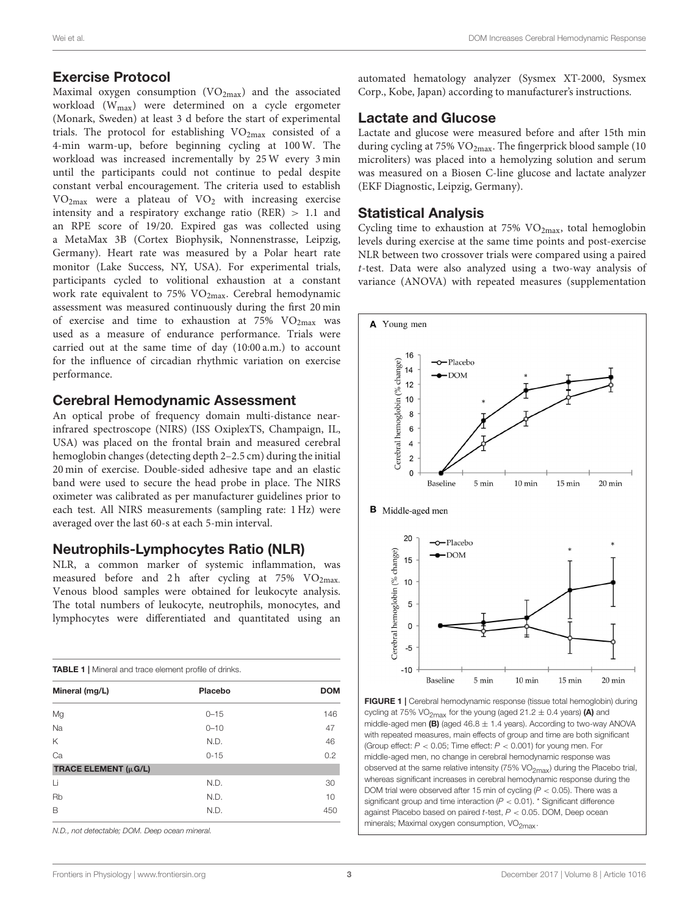## Exercise Protocol

Maximal oxygen consumption ($VO_{2max}$) and the associated workload ($W_{max}$) were determined on a cycle ergometer (Monark, Sweden) at least 3 d before the start of experimental trials. The protocol for establishing $VO_{2max}$ consisted of a 4-min warm-up, before beginning cycling at 100 W. The workload was increased incrementally by 25 W every 3 min until the participants could not continue to pedal despite constant verbal encouragement. The criteria used to establish $VO_{2max}$ were a plateau of $VO_2$ with increasing exercise intensity and a respiratory exchange ratio (RER) > 1.1 and an RPE score of 19/20. Expired gas was collected using a MetaMax 3B (Cortex Biophysik, Nonnenstrasse, Leipzig, Germany). Heart rate was measured by a Polar heart rate monitor (Lake Success, NY, USA). For experimental trials, participants cycled to volitional exhaustion at a constant work rate equivalent to 75% $VO_{2max}$. Cerebral hemodynamic assessment was measured continuously during the first 20 min of exercise and time to exhaustion at 75% $VO_{2max}$ was used as a measure of endurance performance. Trials were carried out at the same time of day (10:00 a.m.) to account for the influence of circadian rhythmic variation on exercise performance.

## Cerebral Hemodynamic Assessment

An optical probe of frequency domain multi-distance near-infrared spectroscope (NIRS) (ISS OxiplexTS, Champaign, IL, USA) was placed on the frontal brain and measured cerebral hemoglobin changes (detecting depth 2–2.5 cm) during the initial 20 min of exercise. Double-sided adhesive tape and an elastic band were used to secure the head probe in place. The NIRS oximeter was calibrated as per manufacturer guidelines prior to each test. All NIRS measurements (sampling rate: 1 Hz) were averaged over the last 60-s at each 5-min interval.

## Neutrophils-Lymphocytes Ratio (NLR)

NLR, a common marker of systemic inflammation, was measured before and 2 h after cycling at 75% $VO_{2max}$. Venous blood samples were obtained for leukocyte analysis. The total numbers of leukocyte, neutrophils, monocytes, and lymphocytes were differentiated and quantitated using an automated hematology analyzer (Sysmex XT-2000, Sysmex Corp., Kobe, Japan) according to manufacturer's instructions.

**TABLE 1** | Mineral and trace element profile of drinks.

| Mineral (mg/L) | Placebo | DOM |
|---|---|---|
| Mg | 0–15 | 146 |
| Na | 0–10 | 47 |
| K | N.D. | 46 |
| Ca | 0-15 | 0.2 |
| **TRACE ELEMENT (μG/L)** | | |
| Li | N.D. | 30 |
| Rb | N.D. | 10 |
| B | N.D. | 450 |

*N.D., not detectable; DOM. Deep ocean mineral.*

## Lactate and Glucose

Lactate and glucose were measured before and after 15th min during cycling at 75% $VO_{2max}$. The fingerprick blood sample (10 microliters) was placed into a hemolyzing solution and serum was measured on a Biosen C-line glucose and lactate analyzer (EKF Diagnostic, Leipzig, Germany).

## Statistical Analysis

Cycling time to exhaustion at 75% $VO_{2max}$, total hemoglobin levels during exercise at the same time points and post-exercise NLR between two crossover trials were compared using a paired $t$-test. Data were also analyzed using a two-way analysis of variance (ANOVA) with repeated measures (supplementation

**FIGURE 1** | Cerebral hemodynamic response (tissue total hemoglobin) during cycling at 75% $VO_{2max}$ for the young (aged 21.2 ± 0.4 years) **(A)** and middle-aged men **(B)** (aged 46.8 ± 1.4 years). According to two-way ANOVA with repeated measures, main effects of group and time are both significant (Group effect: $P < 0.05$; Time effect: $P < 0.001$) for young men. For middle-aged men, no change in cerebral hemodynamic response was observed at the same relative intensity (75% $VO_{2max}$) during the Placebo trial, whereas significant increases in cerebral hemodynamic response during the DOM trial were observed after 15 min of cycling ($P < 0.05$). There was a significant group and time interaction ($P < 0.01$). * Significant difference against Placebo based on paired $t$-test, $P < 0.05$. DOM, Deep ocean minerals; Maximal oxygen consumption, $VO_{2max}$.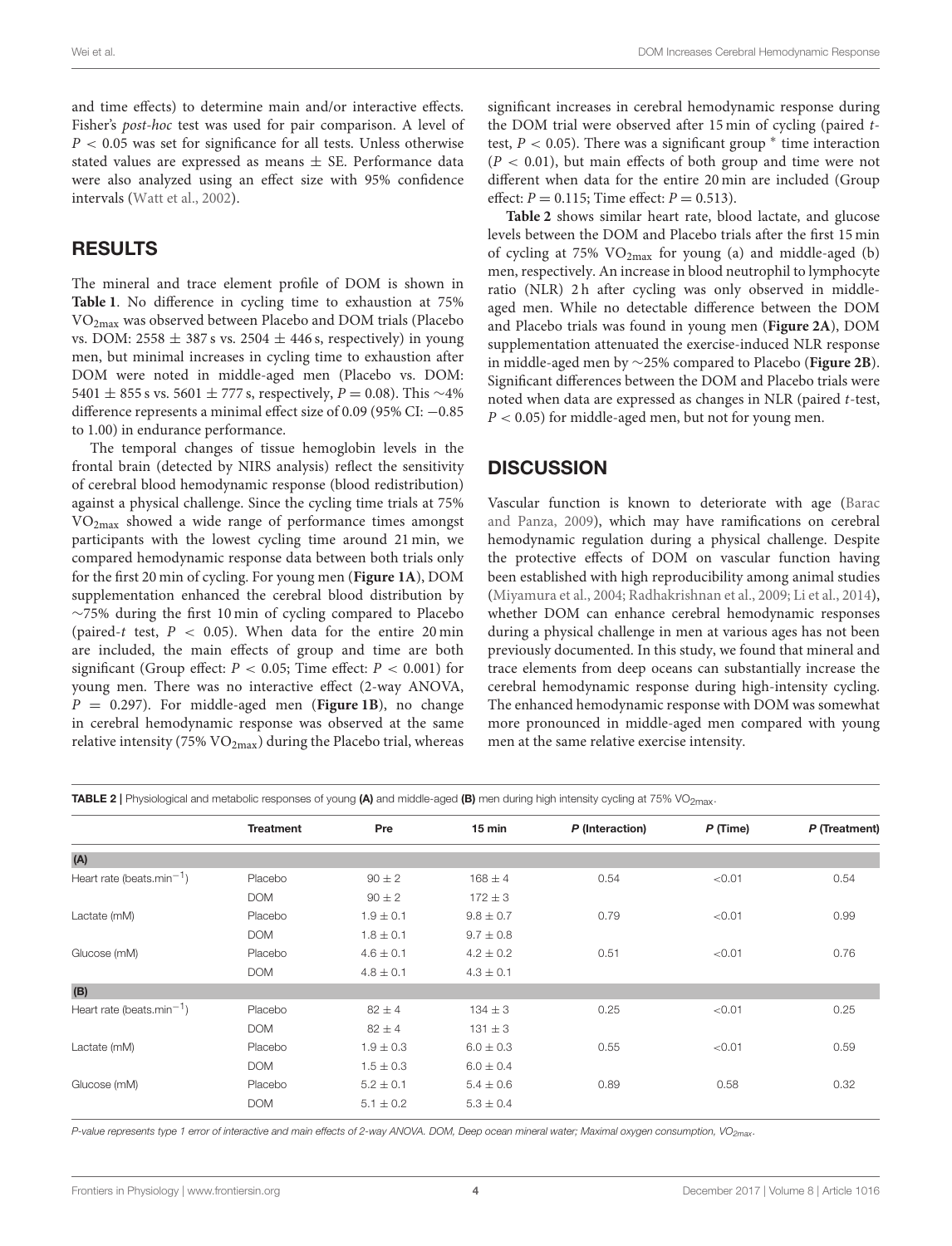and time effects) to determine main and/or interactive effects. Fisher's *post-hoc* test was used for pair comparison. A level of $P < 0.05$ was set for significance for all tests. Unless otherwise stated values are expressed as means ± SE. Performance data were also analyzed using an effect size with 95% confidence intervals (Watt et al., 2002).

## RESULTS

The mineral and trace element profile of DOM is shown in **Table 1**. No difference in cycling time to exhaustion at 75% $VO_{2max}$ was observed between Placebo and DOM trials (Placebo vs. DOM: 2558 ± 387 s vs. 2504 ± 446 s, respectively) in young men, but minimal increases in cycling time to exhaustion after DOM were noted in middle-aged men (Placebo vs. DOM: 5401 ± 855 s vs. 5601 ± 777 s, respectively, $P = 0.08$). This ~4% difference represents a minimal effect size of 0.09 (95% CI: −0.85 to 1.00) in endurance performance.

The temporal changes of tissue hemoglobin levels in the frontal brain (detected by NIRS analysis) reflect the sensitivity of cerebral blood hemodynamic response (blood redistribution) against a physical challenge. Since the cycling time trials at 75% $VO_{2max}$ showed a wide range of performance times amongst participants with the lowest cycling time around 21 min, we compared hemodynamic response data between both trials only for the first 20 min of cycling. For young men (**Figure 1A**), DOM supplementation enhanced the cerebral blood distribution by ~75% during the first 10 min of cycling compared to Placebo (paired-*t* test, $P < 0.05$). When data for the entire 20 min are included, the main effects of group and time are both significant (Group effect: $P < 0.05$; Time effect: $P < 0.001$) for young men. There was no interactive effect (2-way ANOVA, $P = 0.297$). For middle-aged men (**Figure 1B**), no change in cerebral hemodynamic response was observed at the same relative intensity (75% $VO_{2max}$) during the Placebo trial, whereas significant increases in cerebral hemodynamic response during the DOM trial were observed after 15 min of cycling (paired *t*-test, $P < 0.05$). There was a significant group * time interaction ($P < 0.01$), but main effects of both group and time were not different when data for the entire 20 min are included (Group effect: $P = 0.115$; Time effect: $P = 0.513$).

**Table 2** shows similar heart rate, blood lactate, and glucose levels between the DOM and Placebo trials after the first 15 min of cycling at 75% $VO_{2max}$ for young (a) and middle-aged (b) men, respectively. An increase in blood neutrophil to lymphocyte ratio (NLR) 2 h after cycling was only observed in middle-aged men. While no detectable difference between the DOM and Placebo trials was found in young men (**Figure 2A**), DOM supplementation attenuated the exercise-induced NLR response in middle-aged men by ~25% compared to Placebo (**Figure 2B**). Significant differences between the DOM and Placebo trials were noted when data are expressed as changes in NLR (paired *t*-test, $P < 0.05$) for middle-aged men, but not for young men.

## DISCUSSION

Vascular function is known to deteriorate with age (Barac and Panza, 2009), which may have ramifications on cerebral hemodynamic regulation during a physical challenge. Despite the protective effects of DOM on vascular function having been established with high reproducibility among animal studies (Miyamura et al., 2004; Radhakrishnan et al., 2009; Li et al., 2014), whether DOM can enhance cerebral hemodynamic responses during a physical challenge in men at various ages has not been previously documented. In this study, we found that mineral and trace elements from deep oceans can substantially increase the cerebral hemodynamic response during high-intensity cycling. The enhanced hemodynamic response with DOM was somewhat more pronounced in middle-aged men compared with young men at the same relative exercise intensity.

**TABLE 2** | Physiological and metabolic responses of young **(A)** and middle-aged **(B)** men during high intensity cycling at 75% $VO_{2max}$.

| | Treatment | Pre | 15 min | *P* (Interaction) | *P* (Time) | *P* (Treatment) |
|---|---|---|---|---|---|---|
| **(A)** | | | | | | |
| Heart rate (beats.min$^{-1}$) | Placebo | 90 ± 2 | 168 ± 4 | 0.54 | <0.01 | 0.54 |
| | DOM | 90 ± 2 | 172 ± 3 | | | |
| Lactate (mM) | Placebo | 1.9 ± 0.1 | 9.8 ± 0.7 | 0.79 | <0.01 | 0.99 |
| | DOM | 1.8 ± 0.1 | 9.7 ± 0.8 | | | |
| Glucose (mM) | Placebo | 4.6 ± 0.1 | 4.2 ± 0.2 | 0.51 | <0.01 | 0.76 |
| | DOM | 4.8 ± 0.1 | 4.3 ± 0.1 | | | |
| **(B)** | | | | | | |
| Heart rate (beats.min$^{-1}$) | Placebo | 82 ± 4 | 134 ± 3 | 0.25 | <0.01 | 0.25 |
| | DOM | 82 ± 4 | 131 ± 3 | | | |
| Lactate (mM) | Placebo | 1.9 ± 0.3 | 6.0 ± 0.3 | 0.55 | <0.01 | 0.59 |
| | DOM | 1.5 ± 0.3 | 6.0 ± 0.4 | | | |
| Glucose (mM) | Placebo | 5.2 ± 0.1 | 5.4 ± 0.6 | 0.89 | 0.58 | 0.32 |
| | DOM | 5.1 ± 0.2 | 5.3 ± 0.4 | | | |

*P-value represents type 1 error of interactive and main effects of 2-way ANOVA. DOM, Deep ocean mineral water; Maximal oxygen consumption, $VO_{2max}$.*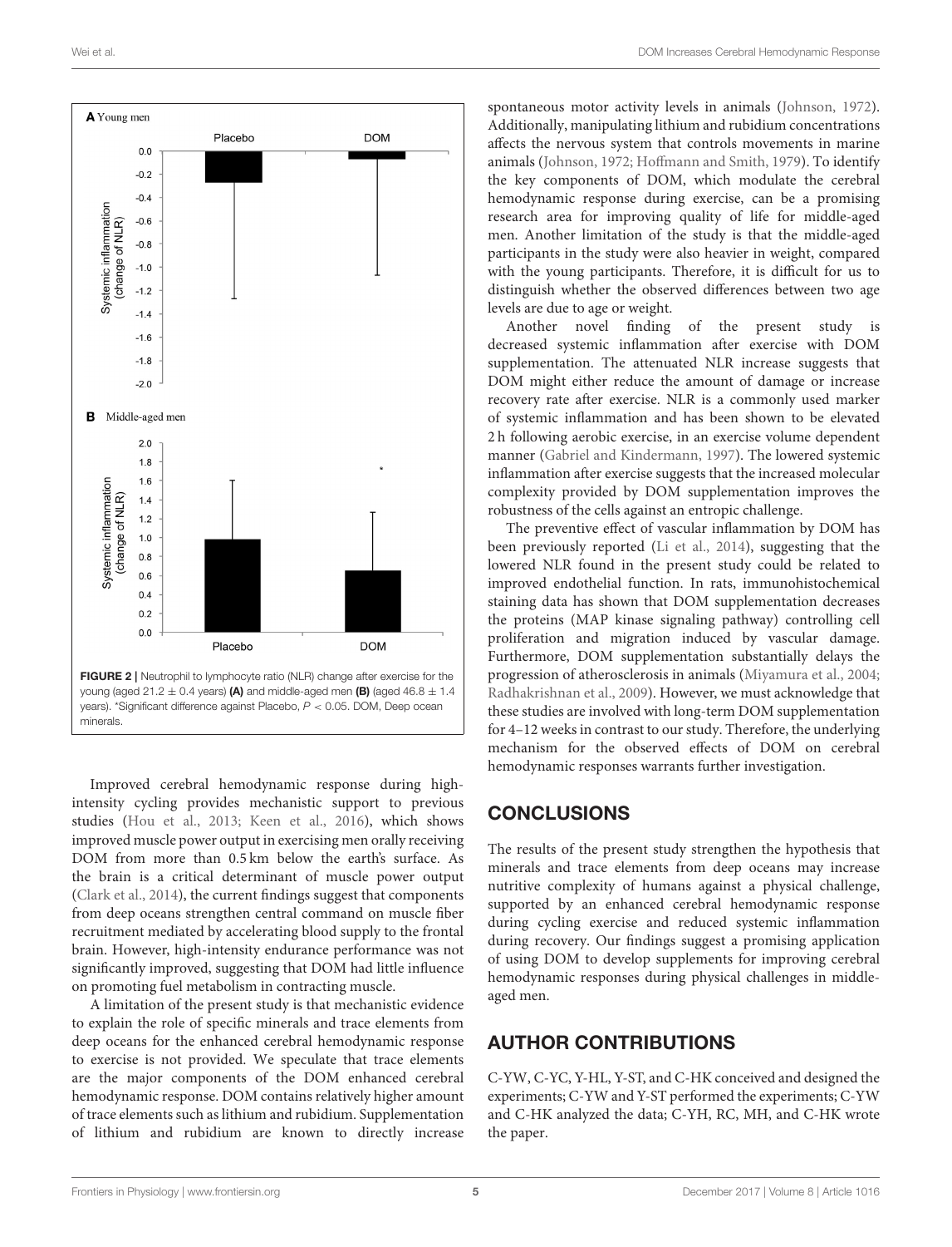FIGURE 2 | Neutrophil to lymphocyte ratio (NLR) change after exercise for the young (aged 21.2 ± 0.4 years) **(A)** and middle-aged men **(B)** (aged 46.8 ± 1.4 years). *Significant difference against Placebo, $P < 0.05$. DOM, Deep ocean minerals.

Improved cerebral hemodynamic response during high-intensity cycling provides mechanistic support to previous studies (Hou et al., 2013; Keen et al., 2016), which shows improved muscle power output in exercising men orally receiving DOM from more than 0.5 km below the earth's surface. As the brain is a critical determinant of muscle power output (Clark et al., 2014), the current findings suggest that components from deep oceans strengthen central command on muscle fiber recruitment mediated by accelerating blood supply to the frontal brain. However, high-intensity endurance performance was not significantly improved, suggesting that DOM had little influence on promoting fuel metabolism in contracting muscle.

A limitation of the present study is that mechanistic evidence to explain the role of specific minerals and trace elements from deep oceans for the enhanced cerebral hemodynamic response to exercise is not provided. We speculate that trace elements are the major components of the DOM enhanced cerebral hemodynamic response. DOM contains relatively higher amount of trace elements such as lithium and rubidium. Supplementation of lithium and rubidium are known to directly increase spontaneous motor activity levels in animals (Johnson, 1972). Additionally, manipulating lithium and rubidium concentrations affects the nervous system that controls movements in marine animals (Johnson, 1972; Hoffmann and Smith, 1979). To identify the key components of DOM, which modulate the cerebral hemodynamic response during exercise, can be a promising research area for improving quality of life for middle-aged men. Another limitation of the study is that the middle-aged participants in the study were also heavier in weight, compared with the young participants. Therefore, it is difficult for us to distinguish whether the observed differences between two age levels are due to age or weight.

Another novel finding of the present study is decreased systemic inflammation after exercise with DOM supplementation. The attenuated NLR increase suggests that DOM might either reduce the amount of damage or increase recovery rate after exercise. NLR is a commonly used marker of systemic inflammation and has been shown to be elevated 2 h following aerobic exercise, in an exercise volume dependent manner (Gabriel and Kindermann, 1997). The lowered systemic inflammation after exercise suggests that the increased molecular complexity provided by DOM supplementation improves the robustness of the cells against an entropic challenge.

The preventive effect of vascular inflammation by DOM has been previously reported (Li et al., 2014), suggesting that the lowered NLR found in the present study could be related to improved endothelial function. In rats, immunohistochemical staining data has shown that DOM supplementation decreases the proteins (MAP kinase signaling pathway) controlling cell proliferation and migration induced by vascular damage. Furthermore, DOM supplementation substantially delays the progression of atherosclerosis in animals (Miyamura et al., 2004; Radhakrishnan et al., 2009). However, we must acknowledge that these studies are involved with long-term DOM supplementation for 4–12 weeks in contrast to our study. Therefore, the underlying mechanism for the observed effects of DOM on cerebral hemodynamic responses warrants further investigation.

## CONCLUSIONS

The results of the present study strengthen the hypothesis that minerals and trace elements from deep oceans may increase nutritive complexity of humans against a physical challenge, supported by an enhanced cerebral hemodynamic response during cycling exercise and reduced systemic inflammation during recovery. Our findings suggest a promising application of using DOM to develop supplements for improving cerebral hemodynamic responses during physical challenges in middle-aged men.

## AUTHOR CONTRIBUTIONS

C-YW, C-YC, Y-HL, Y-ST, and C-HK conceived and designed the experiments; C-YW and Y-ST performed the experiments; C-YW and C-HK analyzed the data; C-YH, RC, MH, and C-HK wrote the paper.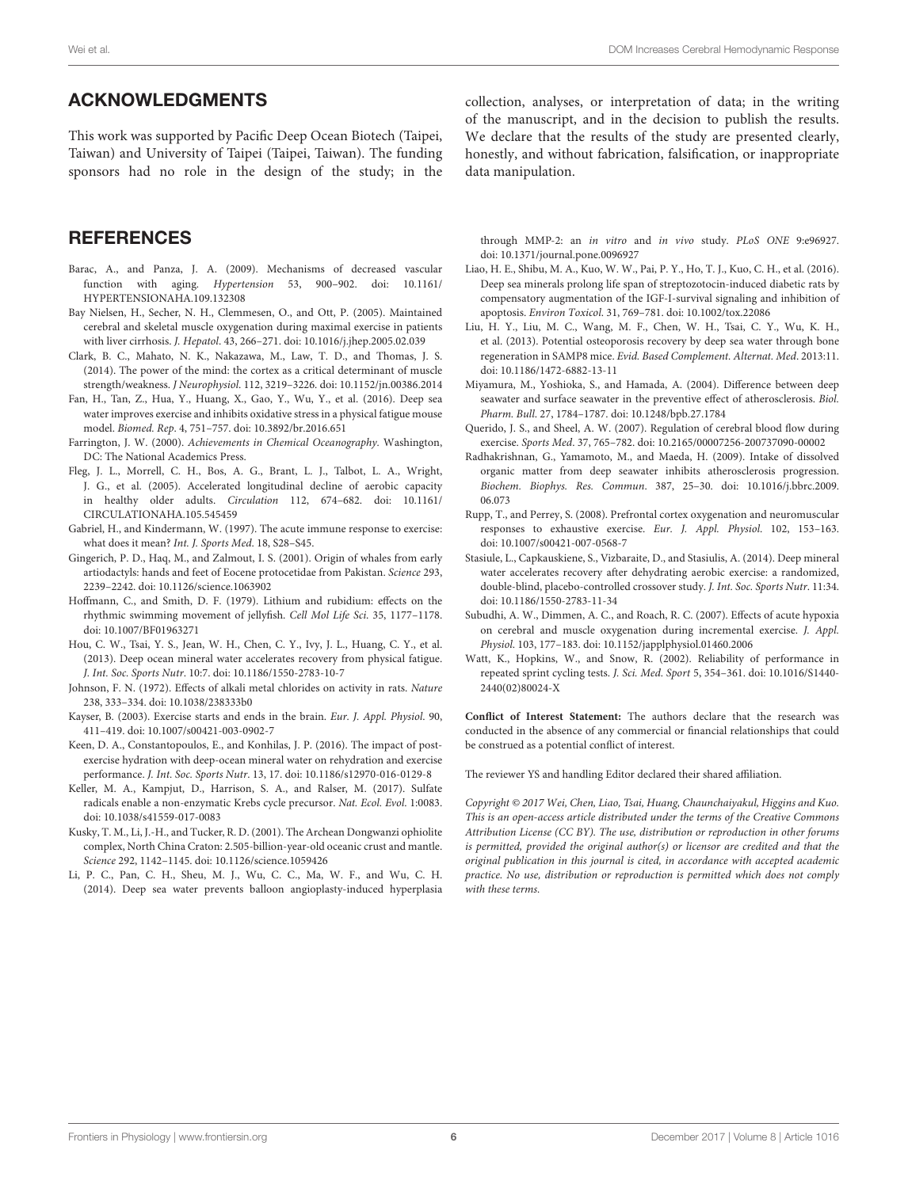## ACKNOWLEDGMENTS

This work was supported by Pacific Deep Ocean Biotech (Taipei, Taiwan) and University of Taipei (Taipei, Taiwan). The funding sponsors had no role in the design of the study; in the collection, analyses, or interpretation of data; in the writing of the manuscript, and in the decision to publish the results. We declare that the results of the study are presented clearly, honestly, and without fabrication, falsification, or inappropriate data manipulation.

## REFERENCES

Barac, A., and Panza, J. A. (2009). Mechanisms of decreased vascular function with aging. *Hypertension* 53, 900–902. doi: 10.1161/HYPERTENSIONAHA.109.132308

Bay Nielsen, H., Secher, N. H., Clemmesen, O., and Ott, P. (2005). Maintained cerebral and skeletal muscle oxygenation during maximal exercise in patients with liver cirrhosis. *J. Hepatol*. 43, 266–271. doi: 10.1016/j.jhep.2005.02.039

Clark, B. C., Mahato, N. K., Nakazawa, M., Law, T. D., and Thomas, J. S. (2014). The power of the mind: the cortex as a critical determinant of muscle strength/weakness. *J Neurophysiol*. 112, 3219–3226. doi: 10.1152/jn.00386.2014

Fan, H., Tan, Z., Hua, Y., Huang, X., Gao, Y., Wu, Y., et al. (2016). Deep sea water improves exercise and inhibits oxidative stress in a physical fatigue mouse model. *Biomed. Rep*. 4, 751–757. doi: 10.3892/br.2016.651

Farrington, J. W. (2000). *Achievements in Chemical Oceanography*. Washington, DC: The National Academics Press.

Fleg, J. L., Morrell, C. H., Bos, A. G., Brant, L. J., Talbot, L. A., Wright, J. G., et al. (2005). Accelerated longitudinal decline of aerobic capacity in healthy older adults. *Circulation* 112, 674–682. doi: 10.1161/CIRCULATIONAHA.105.545459

Gabriel, H., and Kindermann, W. (1997). The acute immune response to exercise: what does it mean? *Int. J. Sports Med*. 18, S28–S45.

Gingerich, P. D., Haq, M., and Zalmout, I. S. (2001). Origin of whales from early artiodactyls: hands and feet of Eocene protocetidae from Pakistan. *Science* 293, 2239–2242. doi: 10.1126/science.1063902

Hoffmann, C., and Smith, D. F. (1979). Lithium and rubidium: effects on the rhythmic swimming movement of jellyfish. *Cell Mol Life Sci*. 35, 1177–1178. doi: 10.1007/BF01963271

Hou, C. W., Tsai, Y. S., Jean, W. H., Chen, C. Y., Ivy, J. L., Huang, C. Y., et al. (2013). Deep ocean mineral water accelerates recovery from physical fatigue. *J. Int. Soc. Sports Nutr*. 10:7. doi: 10.1186/1550-2783-10-7

Johnson, F. N. (1972). Effects of alkali metal chlorides on activity in rats. *Nature* 238, 333–334. doi: 10.1038/238333b0

Kayser, B. (2003). Exercise starts and ends in the brain. *Eur. J. Appl. Physiol*. 90, 411–419. doi: 10.1007/s00421-003-0902-7

Keen, D. A., Constantopoulos, E., and Konhilas, J. P. (2016). The impact of post-exercise hydration with deep-ocean mineral water on rehydration and exercise performance. *J. Int. Soc. Sports Nutr*. 13, 17. doi: 10.1186/s12970-016-0129-8

Keller, M. A., Kampjut, D., Harrison, S. A., and Ralser, M. (2017). Sulfate radicals enable a non-enzymatic Krebs cycle precursor. *Nat. Ecol. Evol*. 1:0083. doi: 10.1038/s41559-017-0083

Kusky, T. M., Li, J.-H., and Tucker, R. D. (2001). The Archean Dongwanzi ophiolite complex, North China Craton: 2.505-billion-year-old oceanic crust and mantle. *Science* 292, 1142–1145. doi: 10.1126/science.1059426

Li, P. C., Pan, C. H., Sheu, M. J., Wu, C. C., Ma, W. F., and Wu, C. H. (2014). Deep sea water prevents balloon angioplasty-induced hyperplasia through MMP-2: an *in vitro* and *in vivo* study. *PLoS ONE* 9:e96927. doi: 10.1371/journal.pone.0096927

Liao, H. E., Shibu, M. A., Kuo, W. W., Pai, P. Y., Ho, T. J., Kuo, C. H., et al. (2016). Deep sea minerals prolong life span of streptozotocin-induced diabetic rats by compensatory augmentation of the IGF-I-survival signaling and inhibition of apoptosis. *Environ Toxicol*. 31, 769–781. doi: 10.1002/tox.22086

Liu, H. Y., Liu, M. C., Wang, M. F., Chen, W. H., Tsai, C. Y., Wu, K. H., et al. (2013). Potential osteoporosis recovery by deep sea water through bone regeneration in SAMP8 mice. *Evid. Based Complement. Alternat. Med*. 2013:11. doi: 10.1186/1472-6882-13-11

Miyamura, M., Yoshioka, S., and Hamada, A. (2004). Difference between deep seawater and surface seawater in the preventive effect of atherosclerosis. *Biol. Pharm. Bull*. 27, 1784–1787. doi: 10.1248/bpb.27.1784

Querido, J. S., and Sheel, A. W. (2007). Regulation of cerebral blood flow during exercise. *Sports Med*. 37, 765–782. doi: 10.2165/00007256-200737090-00002

Radhakrishnan, G., Yamamoto, M., and Maeda, H. (2009). Intake of dissolved organic matter from deep seawater inhibits atherosclerosis progression. *Biochem. Biophys. Res. Commun*. 387, 25–30. doi: 10.1016/j.bbrc.2009.06.073

Rupp, T., and Perrey, S. (2008). Prefrontal cortex oxygenation and neuromuscular responses to exhaustive exercise. *Eur. J. Appl. Physiol*. 102, 153–163. doi: 10.1007/s00421-007-0568-7

Stasiule, L., Capkauskiene, S., Vizbaraite, D., and Stasiulis, A. (2014). Deep mineral water accelerates recovery after dehydrating aerobic exercise: a randomized, double-blind, placebo-controlled crossover study. *J. Int. Soc. Sports Nutr*. 11:34. doi: 10.1186/1550-2783-11-34

Subudhi, A. W., Dimmen, A. C., and Roach, R. C. (2007). Effects of acute hypoxia on cerebral and muscle oxygenation during incremental exercise. *J. Appl. Physiol*. 103, 177–183. doi: 10.1152/japplphysiol.01460.2006

Watt, K., Hopkins, W., and Snow, R. (2002). Reliability of performance in repeated sprint cycling tests. *J. Sci. Med. Sport* 5, 354–361. doi: 10.1016/S1440-2440(02)80024-X

**Conflict of Interest Statement:** The authors declare that the research was conducted in the absence of any commercial or financial relationships that could be construed as a potential conflict of interest.

The reviewer YS and handling Editor declared their shared affiliation.

*Copyright © 2017 Wei, Chen, Liao, Tsai, Huang, Chaunchaiyakul, Higgins and Kuo. This is an open-access article distributed under the terms of the Creative Commons Attribution License (CC BY). The use, distribution or reproduction in other forums is permitted, provided the original author(s) or licensor are credited and that the original publication in this journal is cited, in accordance with accepted academic practice. No use, distribution or reproduction is permitted which does not comply with these terms.*